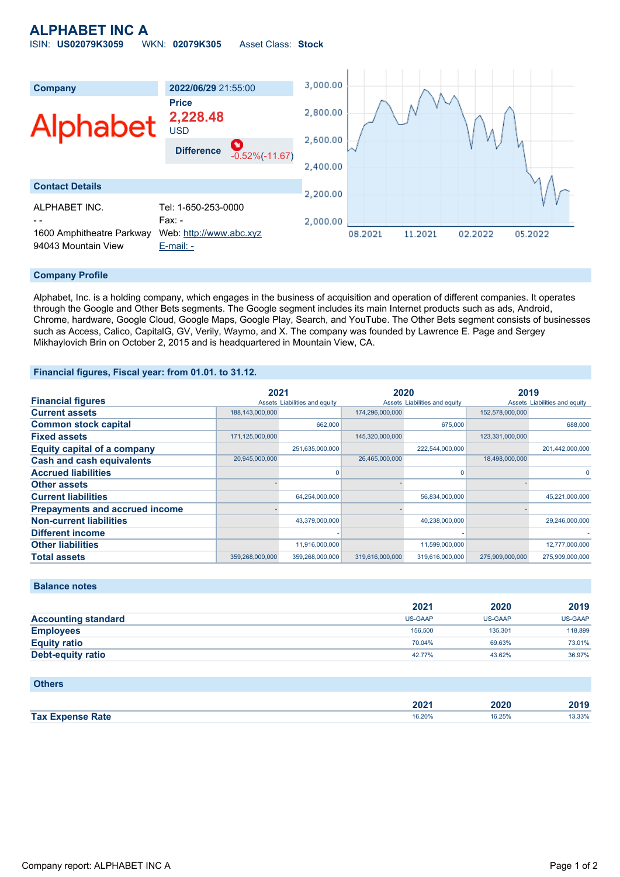# ALPHABET INC A

ISIN: **US02079K3059** WKN: **02079K305** Asset Class: **Stock**

| Company | 2022/06/29 21:55:00 |
|---|---|
| Alphabet | **Price** 2,228.48 USD |
| | **Difference** -0.52%(-11.67) |

## Contact Details

| | |
|---|---|
| ALPHABET INC. | Tel: 1-650-253-0000 |
| - - | Fax: - |
| 1600 Amphitheatre Parkway | Web: http://www.abc.xyz |
| 94043 Mountain View | E-mail: - |

## Company Profile

Alphabet, Inc. is a holding company, which engages in the business of acquisition and operation of different companies. It operates through the Google and Other Bets segments. The Google segment includes its main Internet products such as ads, Android, Chrome, hardware, Google Cloud, Google Maps, Google Play, Search, and YouTube. The Other Bets segment consists of businesses such as Access, Calico, CapitalG, GV, Verily, Waymo, and X. The company was founded by Lawrence E. Page and Sergey Mikhaylovich Brin on October 2, 2015 and is headquartered in Mountain View, CA.

## Financial figures, Fiscal year: from 01.01. to 31.12.

| Financial figures | 2021 | | 2020 | | 2019 | |
|---|---|---|---|---|---|---|
| | Assets | Liabilities and equity | Assets | Liabilities and equity | Assets | Liabilities and equity |
| **Current assets** | 188,143,000,000 | | 174,296,000,000 | | 152,578,000,000 | |
| **Common stock capital** | | 662,000 | | 675,000 | | 688,000 |
| **Fixed assets** | 171,125,000,000 | | 145,320,000,000 | | 123,331,000,000 | |
| **Equity capital of a company** | | 251,635,000,000 | | 222,544,000,000 | | 201,442,000,000 |
| **Cash and cash equivalents** | 20,945,000,000 | | 26,465,000,000 | | 18,498,000,000 | |
| **Accrued liabilities** | | 0 | | 0 | | 0 |
| **Other assets** | - | | - | | - | |
| **Current liabilities** | | 64,254,000,000 | | 56,834,000,000 | | 45,221,000,000 |
| **Prepayments and accrued income** | - | | - | | - | |
| **Non-current liabilities** | | 43,379,000,000 | | 40,238,000,000 | | 29,246,000,000 |
| **Different income** | | - | | - | | - |
| **Other liabilities** | | 11,916,000,000 | | 11,599,000,000 | | 12,777,000,000 |
| **Total assets** | 359,268,000,000 | 359,268,000,000 | 319,616,000,000 | 319,616,000,000 | 275,909,000,000 | 275,909,000,000 |

## Balance notes

| | 2021 | 2020 | 2019 |
|---|---|---|---|
| **Accounting standard** | US-GAAP | US-GAAP | US-GAAP |
| **Employees** | 156,500 | 135,301 | 118,899 |
| **Equity ratio** | 70.04% | 69.63% | 73.01% |
| **Debt-equity ratio** | 42.77% | 43.62% | 36.97% |

## Others

| | 2021 | 2020 | 2019 |
|---|---|---|---|
| **Tax Expense Rate** | 16.20% | 16.25% | 13.33% |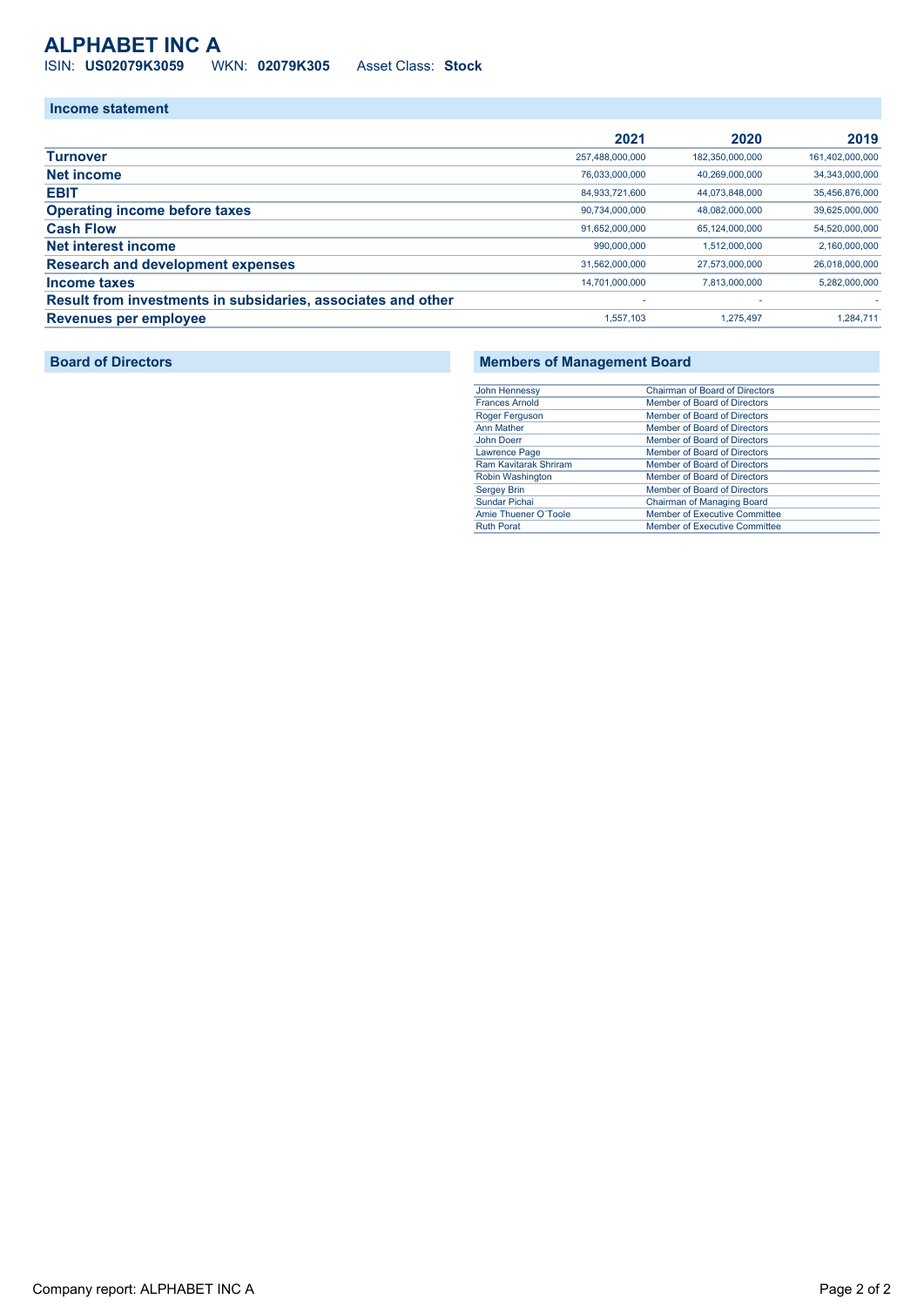# ALPHABET INC A

ISIN: **US02079K3059** WKN: **02079K305** Asset Class: **Stock**

## Income statement

| | 2021 | 2020 | 2019 |
|---|---|---|---|
| **Turnover** | 257,488,000,000 | 182,350,000,000 | 161,402,000,000 |
| **Net income** | 76,033,000,000 | 40,269,000,000 | 34,343,000,000 |
| **EBIT** | 84,933,721,600 | 44,073,848,000 | 35,456,876,000 |
| **Operating income before taxes** | 90,734,000,000 | 48,082,000,000 | 39,625,000,000 |
| **Cash Flow** | 91,652,000,000 | 65,124,000,000 | 54,520,000,000 |
| **Net interest income** | 990,000,000 | 1,512,000,000 | 2,160,000,000 |
| **Research and development expenses** | 31,562,000,000 | 27,573,000,000 | 26,018,000,000 |
| **Income taxes** | 14,701,000,000 | 7,813,000,000 | 5,282,000,000 |
| **Result from investments in subsidaries, associates and other** | - | - | - |
| **Revenues per employee** | 1,557,103 | 1,275,497 | 1,284,711 |

## Board of Directors

## Members of Management Board

| | |
|---|---|
| John Hennessy | Chairman of Board of Directors |
| Frances Arnold | Member of Board of Directors |
| Roger Ferguson | Member of Board of Directors |
| Ann Mather | Member of Board of Directors |
| John Doerr | Member of Board of Directors |
| Lawrence Page | Member of Board of Directors |
| Ram Kavitarak Shriram | Member of Board of Directors |
| Robin Washington | Member of Board of Directors |
| Sergey Brin | Member of Board of Directors |
| Sundar Pichai | Chairman of Managing Board |
| Amie Thuener O´Toole | Member of Executive Committee |
| Ruth Porat | Member of Executive Committee |